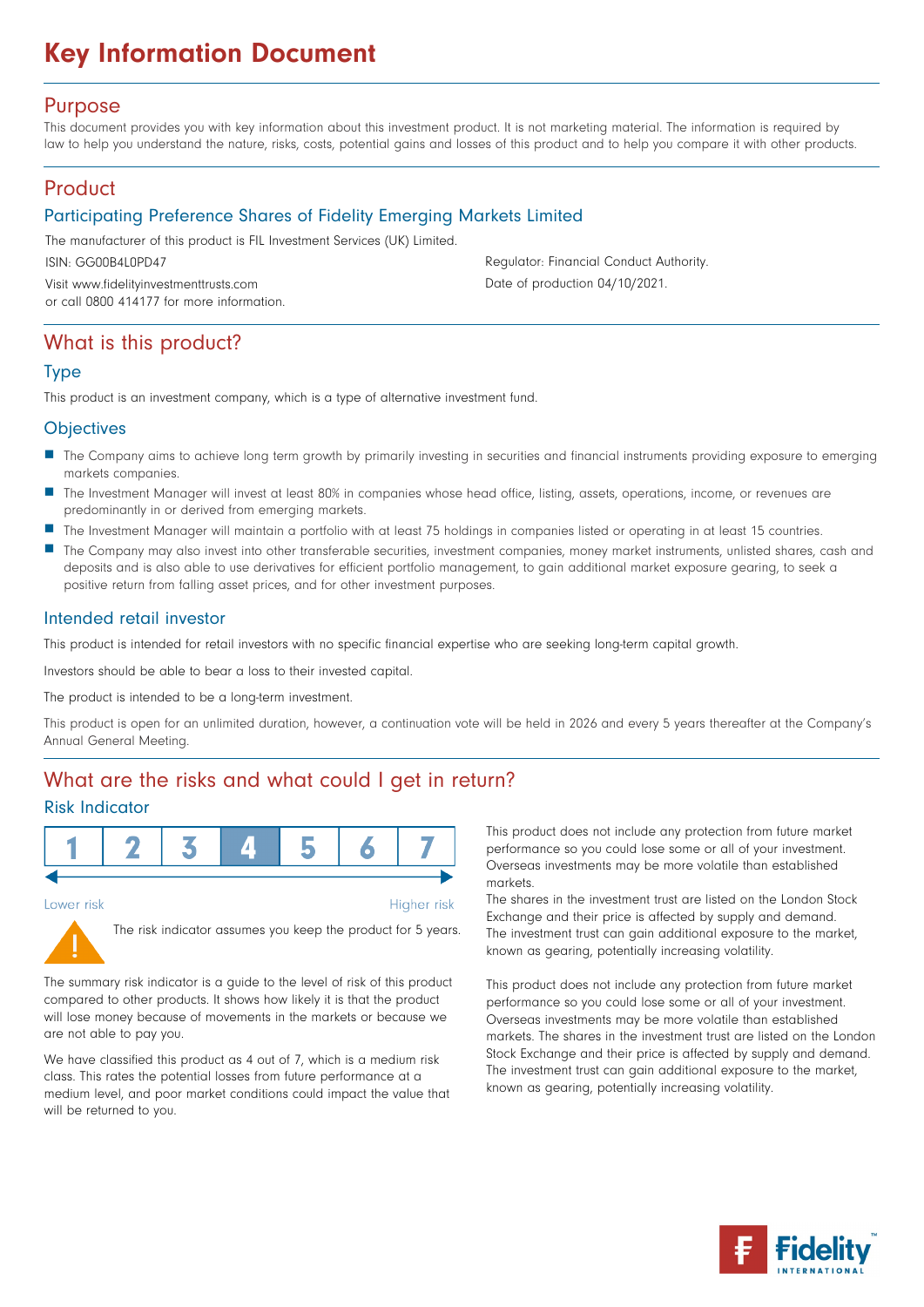# Key Information Document

## Purpose

This document provides you with key information about this investment product. It is not marketing material. The information is required by law to help you understand the nature, risks, costs, potential gains and losses of this product and to help you compare it with other products.

## Product

### Participating Preference Shares of Fidelity Emerging Markets Limited

The manufacturer of this product is FIL Investment Services (UK) Limited.

ISIN: GG00B4L0PD47

Visit www.fidelityinvestmenttrusts.com or call 0800 414177 for more information.

Regulator: Financial Conduct Authority.

Date of production 04/10/2021.

## What is this product?

### Type

This product is an investment company, which is a type of alternative investment fund.

### Objectives

- The Company aims to achieve long term growth by primarily investing in securities and financial instruments providing exposure to emerging markets companies.
- The Investment Manager will invest at least 80% in companies whose head office, listing, assets, operations, income, or revenues are predominantly in or derived from emerging markets.
- The Investment Manager will maintain a portfolio with at least 75 holdings in companies listed or operating in at least 15 countries.
- The Company may also invest into other transferable securities, investment companies, money market instruments, unlisted shares, cash and deposits and is also able to use derivatives for efficient portfolio management, to gain additional market exposure gearing, to seek a positive return from falling asset prices, and for other investment purposes.

### Intended retail investor

This product is intended for retail investors with no specific financial expertise who are seeking long-term capital growth.

Investors should be able to bear a loss to their invested capital.

The product is intended to be a long-term investment.

This product is open for an unlimited duration, however, a continuation vote will be held in 2026 and every 5 years thereafter at the Company's Annual General Meeting.

## What are the risks and what could I get in return?

### Risk Indicator

| 1 | 2 | 3 | **4** | 5 | 6 | 7 |
|---|---|---|---|---|---|---|

Lower risk — Higher risk

The risk indicator assumes you keep the product for 5 years.

The summary risk indicator is a guide to the level of risk of this product compared to other products. It shows how likely it is that the product will lose money because of movements in the markets or because we are not able to pay you.

We have classified this product as 4 out of 7, which is a medium risk class. This rates the potential losses from future performance at a medium level, and poor market conditions could impact the value that will be returned to you.

This product does not include any protection from future market performance so you could lose some or all of your investment. Overseas investments may be more volatile than established markets.
The shares in the investment trust are listed on the London Stock Exchange and their price is affected by supply and demand.
The investment trust can gain additional exposure to the market, known as gearing, potentially increasing volatility.

This product does not include any protection from future market performance so you could lose some or all of your investment. Overseas investments may be more volatile than established markets. The shares in the investment trust are listed on the London Stock Exchange and their price is affected by supply and demand. The investment trust can gain additional exposure to the market, known as gearing, potentially increasing volatility.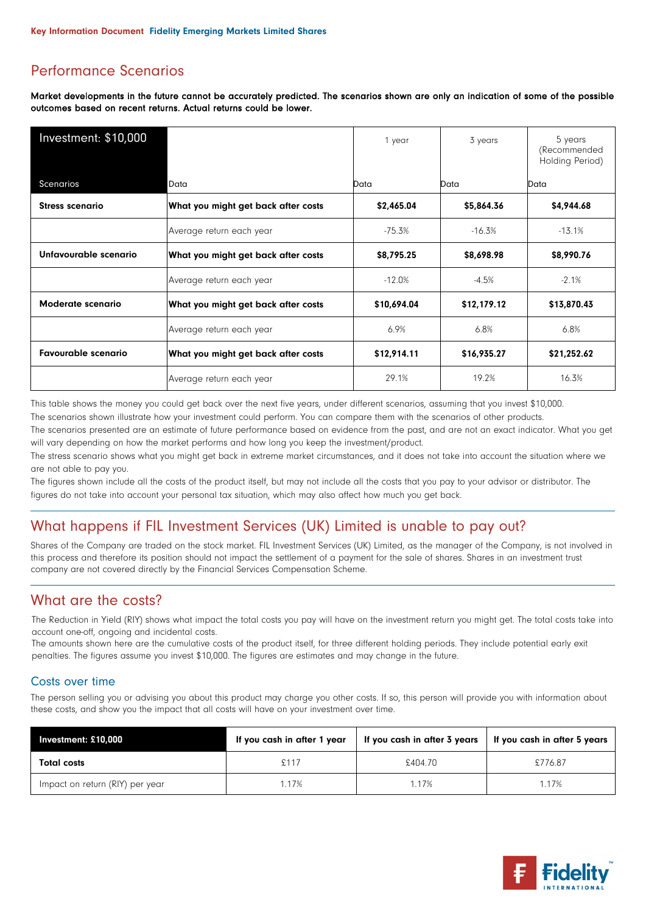# Performance Scenarios

**Market developments in the future cannot be accurately predicted. The scenarios shown are only an indication of some of the possible outcomes based on recent returns. Actual returns could be lower.**

| Investment: $10,000 | | 1 year | 3 years | 5 years (Recommended Holding Period) |
|---|---|---|---|---|
| Scenarios | Data | Data | Data | Data |
| **Stress scenario** | **What you might get back after costs** | **$2,465.04** | **$5,864.36** | **$4,944.68** |
| | Average return each year | -75.3% | -16.3% | -13.1% |
| **Unfavourable scenario** | **What you might get back after costs** | **$8,795.25** | **$8,698.98** | **$8,990.76** |
| | Average return each year | -12.0% | -4.5% | -2.1% |
| **Moderate scenario** | **What you might get back after costs** | **$10,694.04** | **$12,179.12** | **$13,870.43** |
| | Average return each year | 6.9% | 6.8% | 6.8% |
| **Favourable scenario** | **What you might get back after costs** | **$12,914.11** | **$16,935.27** | **$21,252.62** |
| | Average return each year | 29.1% | 19.2% | 16.3% |

This table shows the money you could get back over the next five years, under different scenarios, assuming that you invest $10,000.
The scenarios shown illustrate how your investment could perform. You can compare them with the scenarios of other products.
The scenarios presented are an estimate of future performance based on evidence from the past, and are not an exact indicator. What you get will vary depending on how the market performs and how long you keep the investment/product.
The stress scenario shows what you might get back in extreme market circumstances, and it does not take into account the situation where we are not able to pay you.
The figures shown include all the costs of the product itself, but may not include all the costs that you pay to your advisor or distributor. The figures do not take into account your personal tax situation, which may also affect how much you get back.

# What happens if FIL Investment Services (UK) Limited is unable to pay out?

Shares of the Company are traded on the stock market. FIL Investment Services (UK) Limited, as the manager of the Company, is not involved in this process and therefore its position should not impact the settlement of a payment for the sale of shares. Shares in an investment trust company are not covered directly by the Financial Services Compensation Scheme.

# What are the costs?

The Reduction in Yield (RIY) shows what impact the total costs you pay will have on the investment return you might get. The total costs take into account one-off, ongoing and incidental costs.
The amounts shown here are the cumulative costs of the product itself, for three different holding periods. They include potential early exit penalties. The figures assume you invest $10,000. The figures are estimates and may change in the future.

## Costs over time

The person selling you or advising you about this product may charge you other costs. If so, this person will provide you with information about these costs, and show you the impact that all costs will have on your investment over time.

| **Investment: £10,000** | **If you cash in after 1 year** | **If you cash in after 3 years** | **If you cash in after 5 years** |
|---|---|---|---|
| **Total costs** | £117 | £404.70 | £776.87 |
| Impact on return (RIY) per year | 1.17% | 1.17% | 1.17% |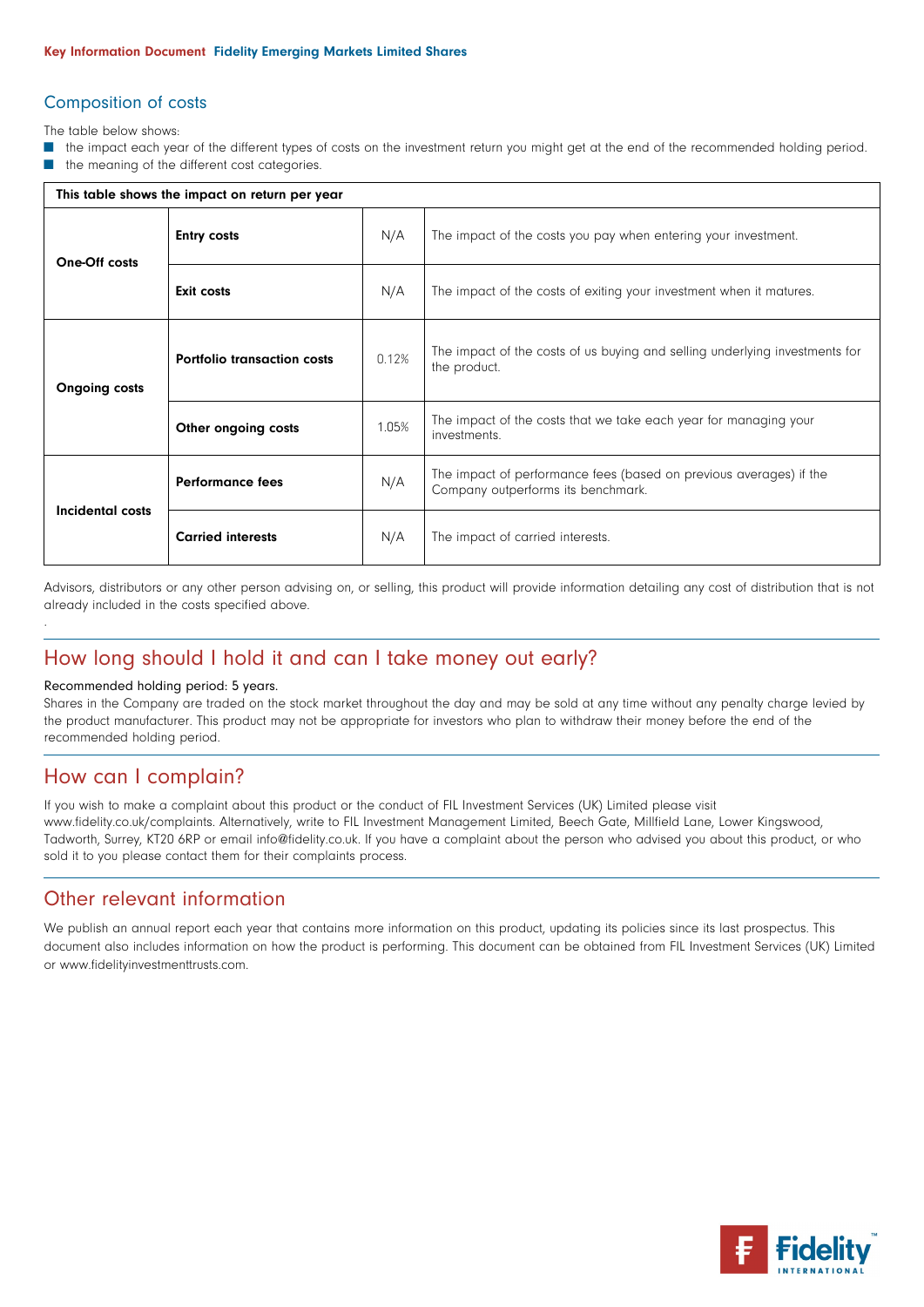## Composition of costs

The table below shows:

- the impact each year of the different types of costs on the investment return you might get at the end of the recommended holding period.
- the meaning of the different cost categories.

| This table shows the impact on return per year | | | |
|---|---|---|---|
| **One-Off costs** | **Entry costs** | N/A | The impact of the costs you pay when entering your investment. |
| | **Exit costs** | N/A | The impact of the costs of exiting your investment when it matures. |
| **Ongoing costs** | **Portfolio transaction costs** | 0.12% | The impact of the costs of us buying and selling underlying investments for the product. |
| | **Other ongoing costs** | 1.05% | The impact of the costs that we take each year for managing your investments. |
| **Incidental costs** | **Performance fees** | N/A | The impact of performance fees (based on previous averages) if the Company outperforms its benchmark. |
| | **Carried interests** | N/A | The impact of carried interests. |

Advisors, distributors or any other person advising on, or selling, this product will provide information detailing any cost of distribution that is not already included in the costs specified above.

## How long should I hold it and can I take money out early?

Recommended holding period: 5 years.

Shares in the Company are traded on the stock market throughout the day and may be sold at any time without any penalty charge levied by the product manufacturer. This product may not be appropriate for investors who plan to withdraw their money before the end of the recommended holding period.

## How can I complain?

If you wish to make a complaint about this product or the conduct of FIL Investment Services (UK) Limited please visit www.fidelity.co.uk/complaints. Alternatively, write to FIL Investment Management Limited, Beech Gate, Millfield Lane, Lower Kingswood, Tadworth, Surrey, KT20 6RP or email info@fidelity.co.uk. If you have a complaint about the person who advised you about this product, or who sold it to you please contact them for their complaints process.

## Other relevant information

We publish an annual report each year that contains more information on this product, updating its policies since its last prospectus. This document also includes information on how the product is performing. This document can be obtained from FIL Investment Services (UK) Limited or www.fidelityinvestmenttrusts.com.